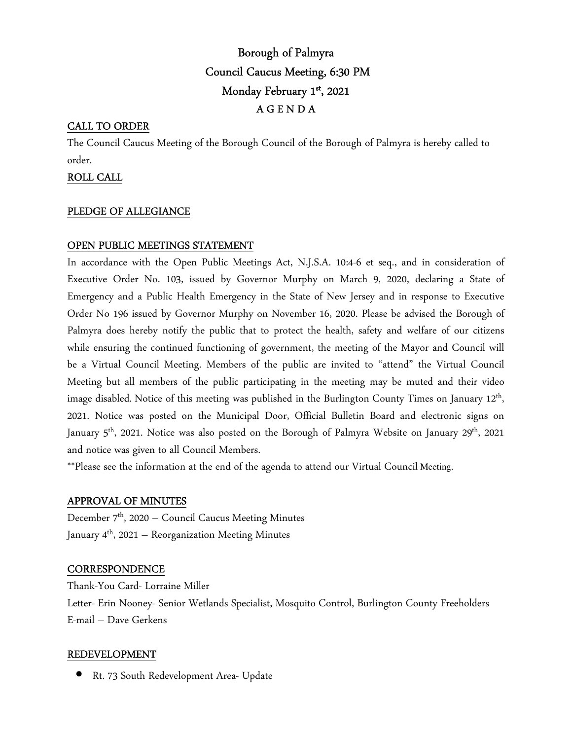# Borough of Palmyra
# Council Caucus Meeting, 6:30 PM
# Monday February 1st, 2021
# A G E N D A

## CALL TO ORDER

The Council Caucus Meeting of the Borough Council of the Borough of Palmyra is hereby called to order.

## ROLL CALL

## PLEDGE OF ALLEGIANCE

## OPEN PUBLIC MEETINGS STATEMENT

In accordance with the Open Public Meetings Act, N.J.S.A. 10:4-6 et seq., and in consideration of Executive Order No. 103, issued by Governor Murphy on March 9, 2020, declaring a State of Emergency and a Public Health Emergency in the State of New Jersey and in response to Executive Order No 196 issued by Governor Murphy on November 16, 2020. Please be advised the Borough of Palmyra does hereby notify the public that to protect the health, safety and welfare of our citizens while ensuring the continued functioning of government, the meeting of the Mayor and Council will be a Virtual Council Meeting. Members of the public are invited to "attend" the Virtual Council Meeting but all members of the public participating in the meeting may be muted and their video image disabled. Notice of this meeting was published in the Burlington County Times on January 12th, 2021. Notice was posted on the Municipal Door, Official Bulletin Board and electronic signs on January 5th, 2021. Notice was also posted on the Borough of Palmyra Website on January 29th, 2021 and notice was given to all Council Members.

**Please see the information at the end of the agenda to attend our Virtual Council Meeting.

## APPROVAL OF MINUTES

December 7th, 2020 – Council Caucus Meeting Minutes
January 4th, 2021 – Reorganization Meeting Minutes

## CORRESPONDENCE

Thank-You Card- Lorraine Miller
Letter- Erin Nooney- Senior Wetlands Specialist, Mosquito Control, Burlington County Freeholders
E-mail – Dave Gerkens

## REDEVELOPMENT

- Rt. 73 South Redevelopment Area- Update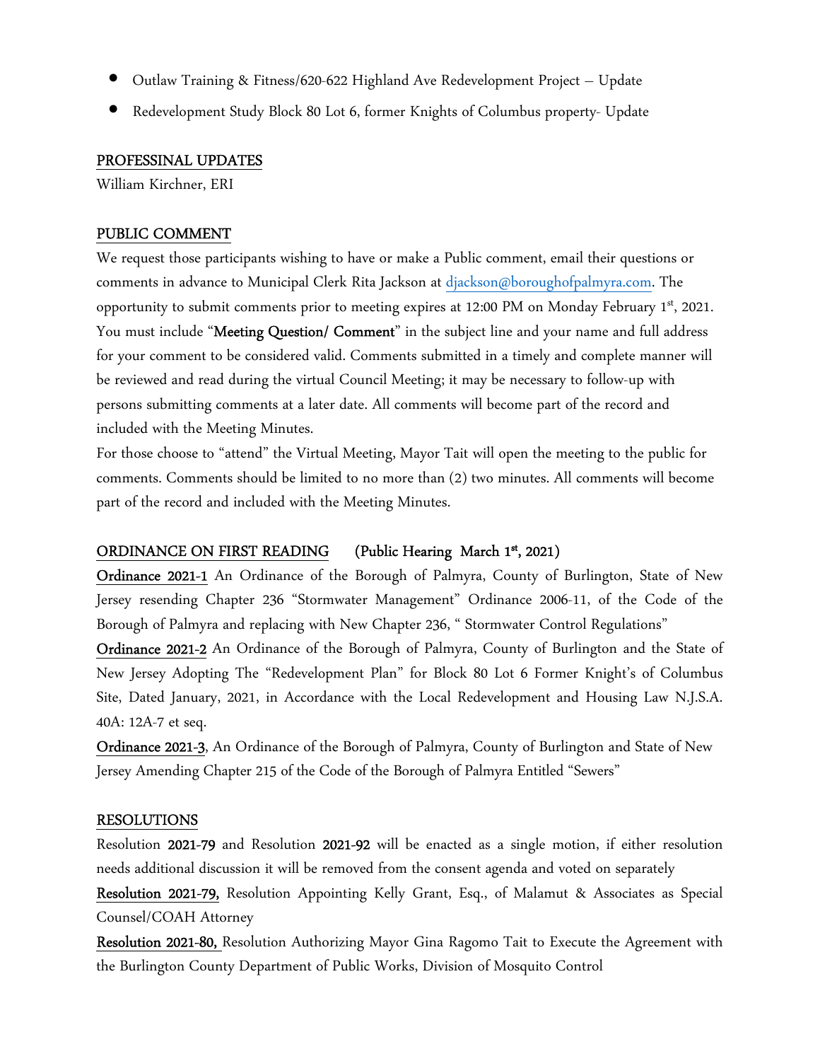- Outlaw Training & Fitness/620-622 Highland Ave Redevelopment Project – Update
- Redevelopment Study Block 80 Lot 6, former Knights of Columbus property- Update

## PROFESSINAL UPDATES

William Kirchner, ERI

## PUBLIC COMMENT

We request those participants wishing to have or make a Public comment, email their questions or comments in advance to Municipal Clerk Rita Jackson at djackson@boroughofpalmyra.com. The opportunity to submit comments prior to meeting expires at 12:00 PM on Monday February 1st, 2021. You must include "**Meeting Question/ Comment**" in the subject line and your name and full address for your comment to be considered valid. Comments submitted in a timely and complete manner will be reviewed and read during the virtual Council Meeting; it may be necessary to follow-up with persons submitting comments at a later date. All comments will become part of the record and included with the Meeting Minutes.

For those choose to "attend" the Virtual Meeting, Mayor Tait will open the meeting to the public for comments. Comments should be limited to no more than (2) two minutes. All comments will become part of the record and included with the Meeting Minutes.

## ORDINANCE ON FIRST READING (Public Hearing March 1st, 2021)

**Ordinance 2021-1** An Ordinance of the Borough of Palmyra, County of Burlington, State of New Jersey resending Chapter 236 "Stormwater Management" Ordinance 2006-11, of the Code of the Borough of Palmyra and replacing with New Chapter 236, " Stormwater Control Regulations"

**Ordinance 2021-2** An Ordinance of the Borough of Palmyra, County of Burlington and the State of New Jersey Adopting The "Redevelopment Plan" for Block 80 Lot 6 Former Knight's of Columbus Site, Dated January, 2021, in Accordance with the Local Redevelopment and Housing Law N.J.S.A. 40A: 12A-7 et seq.

**Ordinance 2021-3**, An Ordinance of the Borough of Palmyra, County of Burlington and State of New Jersey Amending Chapter 215 of the Code of the Borough of Palmyra Entitled "Sewers"

## RESOLUTIONS

Resolution **2021-79** and Resolution **2021-92** will be enacted as a single motion, if either resolution needs additional discussion it will be removed from the consent agenda and voted on separately

**Resolution 2021-79,** Resolution Appointing Kelly Grant, Esq., of Malamut & Associates as Special Counsel/COAH Attorney

**Resolution 2021-80,** Resolution Authorizing Mayor Gina Ragomo Tait to Execute the Agreement with the Burlington County Department of Public Works, Division of Mosquito Control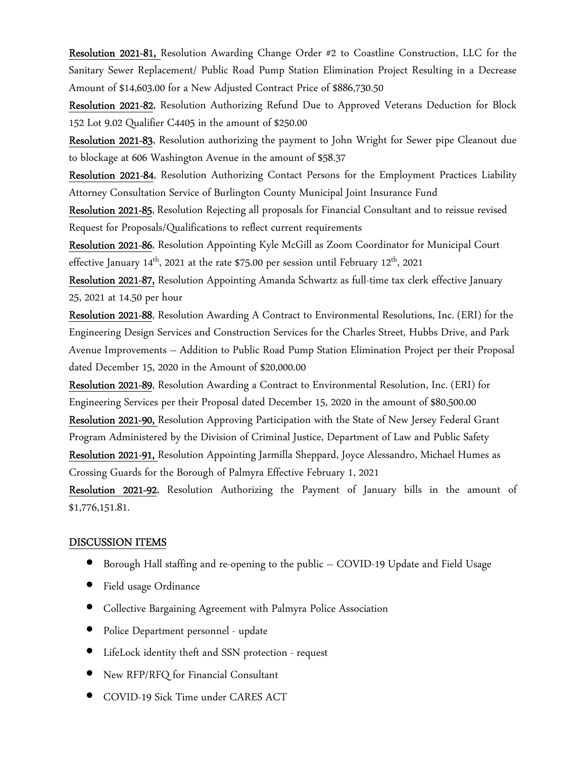**Resolution 2021-81,** Resolution Awarding Change Order #2 to Coastline Construction, LLC for the Sanitary Sewer Replacement/ Public Road Pump Station Elimination Project Resulting in a Decrease Amount of $14,603.00 for a New Adjusted Contract Price of $886,730.50

**Resolution 2021-82**, Resolution Authorizing Refund Due to Approved Veterans Deduction for Block 152 Lot 9.02 Qualifier C4405 in the amount of $250.00

**Resolution 2021-83**, Resolution authorizing the payment to John Wright for Sewer pipe Cleanout due to blockage at 606 Washington Avenue in the amount of $58.37

**Resolution 2021-84**, Resolution Authorizing Contact Persons for the Employment Practices Liability Attorney Consultation Service of Burlington County Municipal Joint Insurance Fund

**Resolution 2021-85**, Resolution Rejecting all proposals for Financial Consultant and to reissue revised Request for Proposals/Qualifications to reflect current requirements

**Resolution 2021-86**, Resolution Appointing Kyle McGill as Zoom Coordinator for Municipal Court effective January 14th, 2021 at the rate $75.00 per session until February 12th, 2021

**Resolution 2021-87,** Resolution Appointing Amanda Schwartz as full-time tax clerk effective January 25, 2021 at 14.50 per hour

**Resolution 2021-88**, Resolution Awarding A Contract to Environmental Resolutions, Inc. (ERI) for the Engineering Design Services and Construction Services for the Charles Street, Hubbs Drive, and Park Avenue Improvements – Addition to Public Road Pump Station Elimination Project per their Proposal dated December 15, 2020 in the Amount of $20,000.00

**Resolution 2021-89**, Resolution Awarding a Contract to Environmental Resolution, Inc. (ERI) for Engineering Services per their Proposal dated December 15, 2020 in the amount of $80,500.00

**Resolution 2021-90,** Resolution Approving Participation with the State of New Jersey Federal Grant Program Administered by the Division of Criminal Justice, Department of Law and Public Safety

**Resolution 2021-91,** Resolution Appointing Jarmilla Sheppard, Joyce Alessandro, Michael Humes as Crossing Guards for the Borough of Palmyra Effective February 1, 2021

**Resolution 2021-92**, Resolution Authorizing the Payment of January bills in the amount of $1,776,151.81.

## DISCUSSION ITEMS

- Borough Hall staffing and re-opening to the public – COVID-19 Update and Field Usage
- Field usage Ordinance
- Collective Bargaining Agreement with Palmyra Police Association
- Police Department personnel - update
- LifeLock identity theft and SSN protection - request
- New RFP/RFQ for Financial Consultant
- COVID-19 Sick Time under CARES ACT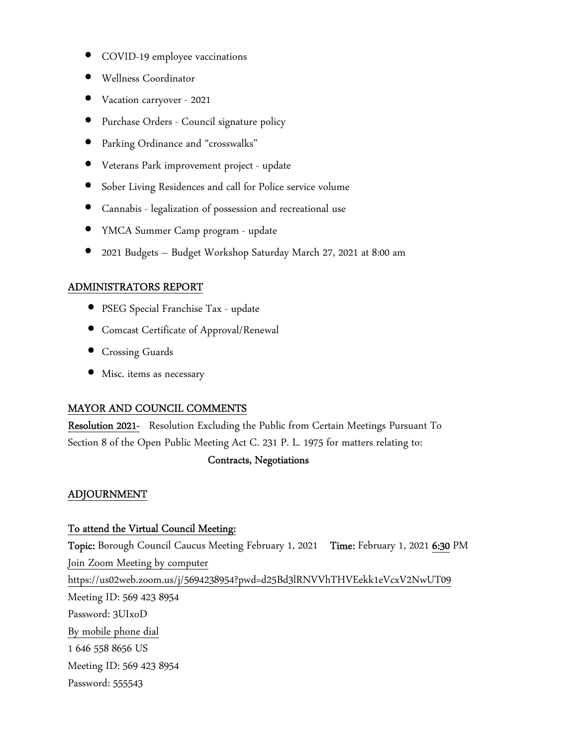- COVID-19 employee vaccinations
- Wellness Coordinator
- Vacation carryover - 2021
- Purchase Orders - Council signature policy
- Parking Ordinance and "crosswalks"
- Veterans Park improvement project - update
- Sober Living Residences and call for Police service volume
- Cannabis - legalization of possession and recreational use
- YMCA Summer Camp program - update
- 2021 Budgets – Budget Workshop Saturday March 27, 2021 at 8:00 am

## ADMINISTRATORS REPORT

- PSEG Special Franchise Tax - update
- Comcast Certificate of Approval/Renewal
- Crossing Guards
- Misc. items as necessary

## MAYOR AND COUNCIL COMMENTS

**Resolution 2021-** Resolution Excluding the Public from Certain Meetings Pursuant To Section 8 of the Open Public Meeting Act C. 231 P. L. 1975 for matters relating to:

**Contracts, Negotiations**

## ADJOURNMENT

**To attend the Virtual Council Meeting:**

**Topic:** Borough Council Caucus Meeting February 1, 2021 **Time:** February 1, 2021 **6:30** PM

Join Zoom Meeting by computer

https://us02web.zoom.us/j/5694238954?pwd=d25Bd3lRNVVhTHVEekk1eVcxV2NwUT09

Meeting ID: 569 423 8954

Password: 3UIxoD

By mobile phone dial

1 646 558 8656 US

Meeting ID: 569 423 8954

Password: 555543